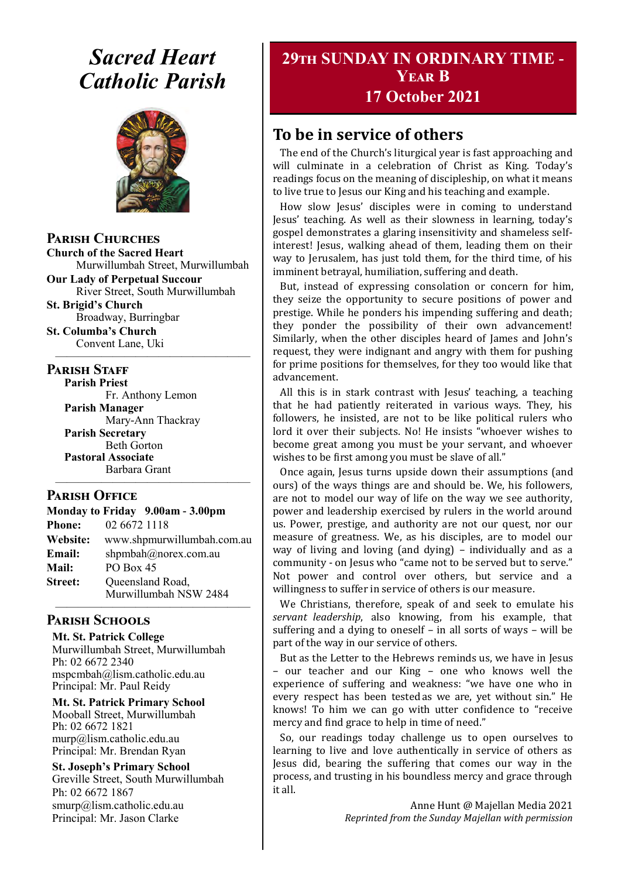# Sacred Heart Catholic Parish

## Parish Churches

**Church of the Sacred Heart**
Murwillumbah Street, Murwillumbah

**Our Lady of Perpetual Succour**
River Street, South Murwillumbah

**St. Brigid's Church**
Broadway, Burringbar

**St. Columba's Church**
Convent Lane, Uki

## Parish Staff

**Parish Priest**
Fr. Anthony Lemon

**Parish Manager**
Mary-Ann Thackray

**Parish Secretary**
Beth Gorton

**Pastoral Associate**
Barbara Grant

## Parish Office

**Monday to Friday 9.00am - 3.00pm**

**Phone:** 02 6672 1118
**Website:** www.shpmurwillumbah.com.au
**Email:** shpmbah@norex.com.au
**Mail:** PO Box 45
**Street:** Queensland Road, Murwillumbah NSW 2484

## Parish Schools

**Mt. St. Patrick College**
Murwillumbah Street, Murwillumbah
Ph: 02 6672 2340
mspcmbah@lism.catholic.edu.au
Principal: Mr. Paul Reidy

**Mt. St. Patrick Primary School**
Mooball Street, Murwillumbah
Ph: 02 6672 1821
murp@lism.catholic.edu.au
Principal: Mr. Brendan Ryan

**St. Joseph's Primary School**
Greville Street, South Murwillumbah
Ph: 02 6672 1867
smurp@lism.catholic.edu.au
Principal: Mr. Jason Clarke

# 29th Sunday in Ordinary Time - Year B
# 17 October 2021

## To be in service of others

The end of the Church's liturgical year is fast approaching and will culminate in a celebration of Christ as King. Today's readings focus on the meaning of discipleship, on what it means to live true to Jesus our King and his teaching and example.

How slow Jesus' disciples were in coming to understand Jesus' teaching. As well as their slowness in learning, today's gospel demonstrates a glaring insensitivity and shameless self-interest! Jesus, walking ahead of them, leading them on their way to Jerusalem, has just told them, for the third time, of his imminent betrayal, humiliation, suffering and death.

But, instead of expressing consolation or concern for him, they seize the opportunity to secure positions of power and prestige. While he ponders his impending suffering and death; they ponder the possibility of their own advancement! Similarly, when the other disciples heard of James and John's request, they were indignant and angry with them for pushing for prime positions for themselves, for they too would like that advancement.

All this is in stark contrast with Jesus' teaching, a teaching that he had patiently reiterated in various ways. They, his followers, he insisted, are not to be like political rulers who lord it over their subjects. No! He insists "whoever wishes to become great among you must be your servant, and whoever wishes to be first among you must be slave of all."

Once again, Jesus turns upside down their assumptions (and ours) of the ways things are and should be. We, his followers, are not to model our way of life on the way we see authority, power and leadership exercised by rulers in the world around us. Power, prestige, and authority are not our quest, nor our measure of greatness. We, as his disciples, are to model our way of living and loving (and dying) – individually and as a community - on Jesus who "came not to be served but to serve." Not power and control over others, but service and a willingness to suffer in service of others is our measure.

We Christians, therefore, speak of and seek to emulate his *servant leadership*, also knowing, from his example, that suffering and a dying to oneself – in all sorts of ways – will be part of the way in our service of others.

But as the Letter to the Hebrews reminds us, we have in Jesus – our teacher and our King – one who knows well the experience of suffering and weakness: "we have one who in every respect has been tested as we are, yet without sin." He knows! To him we can go with utter confidence to "receive mercy and find grace to help in time of need."

So, our readings today challenge us to open ourselves to learning to live and love authentically in service of others as Jesus did, bearing the suffering that comes our way in the process, and trusting in his boundless mercy and grace through it all.

Anne Hunt @ Majellan Media 2021
*Reprinted from the Sunday Majellan with permission*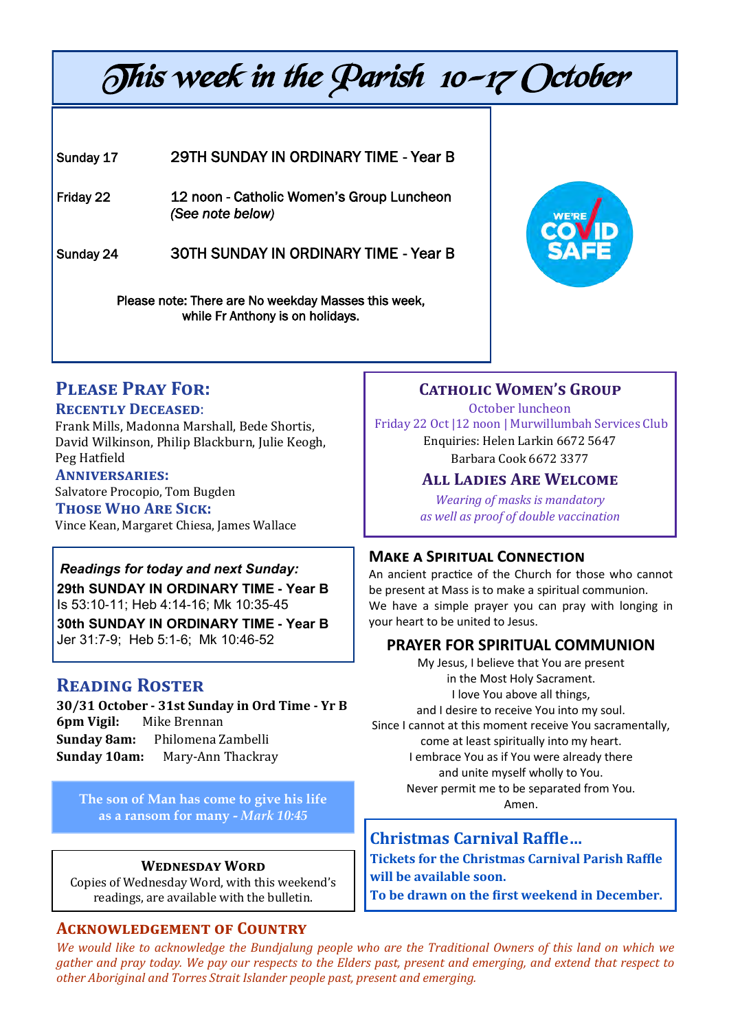# This week in the Parish 10-17 October

| | |
|---|---|
| Sunday 17 | 29TH SUNDAY IN ORDINARY TIME - Year B |
| Friday 22 | 12 noon - Catholic Women's Group Luncheon *(See note below)* |
| Sunday 24 | 30TH SUNDAY IN ORDINARY TIME - Year B |

Please note: There are No weekday Masses this week, while Fr Anthony is on holidays.

WE'RE COVID SAFE

## Please Pray For:

### Recently Deceased:

Frank Mills, Madonna Marshall, Bede Shortis, David Wilkinson, Philip Blackburn, Julie Keogh, Peg Hatfield

### Anniversaries:

Salvatore Procopio, Tom Bugden

### Those Who Are Sick:

Vince Kean, Margaret Chiesa, James Wallace

***Readings for today and next Sunday:***

**29th SUNDAY IN ORDINARY TIME - Year B**
Is 53:10-11; Heb 4:14-16; Mk 10:35-45

**30th SUNDAY IN ORDINARY TIME - Year B**
Jer 31:7-9; Heb 5:1-6; Mk 10:46-52

## Reading Roster

**30/31 October - 31st Sunday in Ord Time - Yr B**

**6pm Vigil:** Mike Brennan
**Sunday 8am:** Philomena Zambelli
**Sunday 10am:** Mary-Ann Thackray

The son of Man has come to give his life as a ransom for many - *Mark 10:45*

### Wednesday Word

Copies of Wednesday Word, with this weekend's readings, are available with the bulletin.

## Catholic Women's Group

October luncheon
Friday 22 Oct |12 noon | Murwillumbah Services Club
Enquiries: Helen Larkin 6672 5647
Barbara Cook 6672 3377

### All Ladies Are Welcome

*Wearing of masks is mandatory as well as proof of double vaccination*

## Make a Spiritual Connection

An ancient practice of the Church for those who cannot be present at Mass is to make a spiritual communion.
We have a simple prayer you can pray with longing in your heart to be united to Jesus.

### PRAYER FOR SPIRITUAL COMMUNION

My Jesus, I believe that You are present
in the Most Holy Sacrament.
I love You above all things,
and I desire to receive You into my soul.
Since I cannot at this moment receive You sacramentally,
come at least spiritually into my heart.
I embrace You as if You were already there
and unite myself wholly to You.
Never permit me to be separated from You.
Amen.

## Christmas Carnival Raffle…

**Tickets for the Christmas Carnival Parish Raffle will be available soon.**
**To be drawn on the first weekend in December.**

## Acknowledgement of Country

*We would like to acknowledge the Bundjalung people who are the Traditional Owners of this land on which we gather and pray today. We pay our respects to the Elders past, present and emerging, and extend that respect to other Aboriginal and Torres Strait Islander people past, present and emerging.*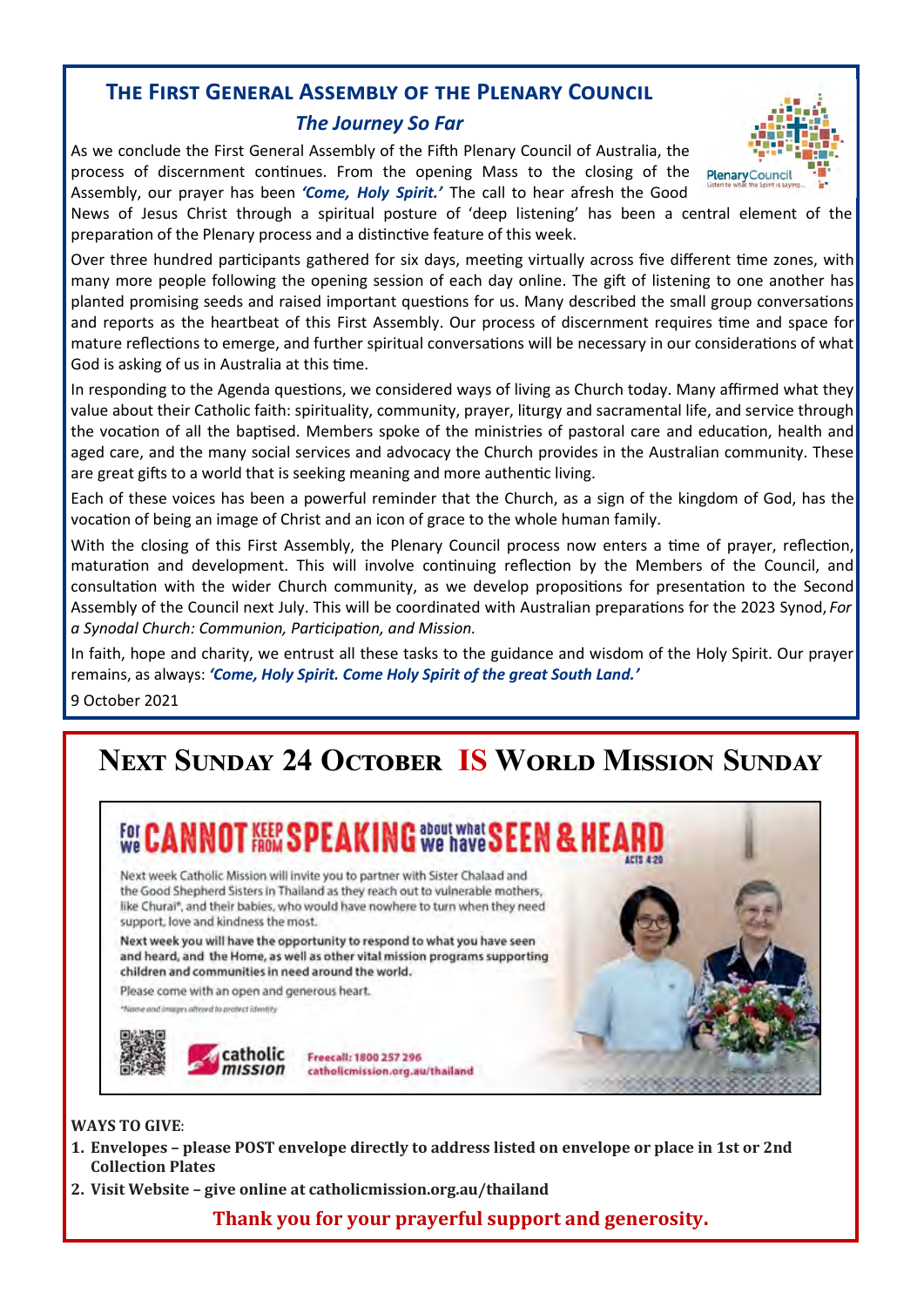## The First General Assembly of the Plenary Council

### *The Journey So Far*

As we conclude the First General Assembly of the Fifth Plenary Council of Australia, the process of discernment continues. From the opening Mass to the closing of the Assembly, our prayer has been ***'Come, Holy Spirit.'*** The call to hear afresh the Good News of Jesus Christ through a spiritual posture of 'deep listening' has been a central element of the preparation of the Plenary process and a distinctive feature of this week.

Over three hundred participants gathered for six days, meeting virtually across five different time zones, with many more people following the opening session of each day online. The gift of listening to one another has planted promising seeds and raised important questions for us. Many described the small group conversations and reports as the heartbeat of this First Assembly. Our process of discernment requires time and space for mature reflections to emerge, and further spiritual conversations will be necessary in our considerations of what God is asking of us in Australia at this time.

In responding to the Agenda questions, we considered ways of living as Church today. Many affirmed what they value about their Catholic faith: spirituality, community, prayer, liturgy and sacramental life, and service through the vocation of all the baptised. Members spoke of the ministries of pastoral care and education, health and aged care, and the many social services and advocacy the Church provides in the Australian community. These are great gifts to a world that is seeking meaning and more authentic living.

Each of these voices has been a powerful reminder that the Church, as a sign of the kingdom of God, has the vocation of being an image of Christ and an icon of grace to the whole human family.

With the closing of this First Assembly, the Plenary Council process now enters a time of prayer, reflection, maturation and development. This will involve continuing reflection by the Members of the Council, and consultation with the wider Church community, as we develop propositions for presentation to the Second Assembly of the Council next July. This will be coordinated with Australian preparations for the 2023 Synod, *For a Synodal Church: Communion, Participation, and Mission.*

In faith, hope and charity, we entrust all these tasks to the guidance and wisdom of the Holy Spirit. Our prayer remains, as always: ***'Come, Holy Spirit. Come Holy Spirit of the great South Land.'***

9 October 2021

## Next Sunday 24 October IS World Mission Sunday

**For we CANNOT KEEP FROM SPEAKING about what we have SEEN & HEARD** ACTS 4:20

Next week Catholic Mission will invite you to partner with Sister Chalaad and the Good Shepherd Sisters in Thailand as they reach out to vulnerable mothers, like Churai*, and their babies, who would have nowhere to turn when they need support, love and kindness the most.

**Next week you will have the opportunity to respond to what you have seen and heard, and the Home, as well as other vital mission programs supporting children and communities in need around the world.**

Please come with an open and generous heart.

*Name and images altered to protect identity

catholic mission

Freecall: 1800 257 296
catholicmission.org.au/thailand

**WAYS TO GIVE**:

1. **Envelopes – please POST envelope directly to address listed on envelope or place in 1st or 2nd Collection Plates**
2. **Visit Website – give online at catholicmission.org.au/thailand**

**Thank you for your prayerful support and generosity.**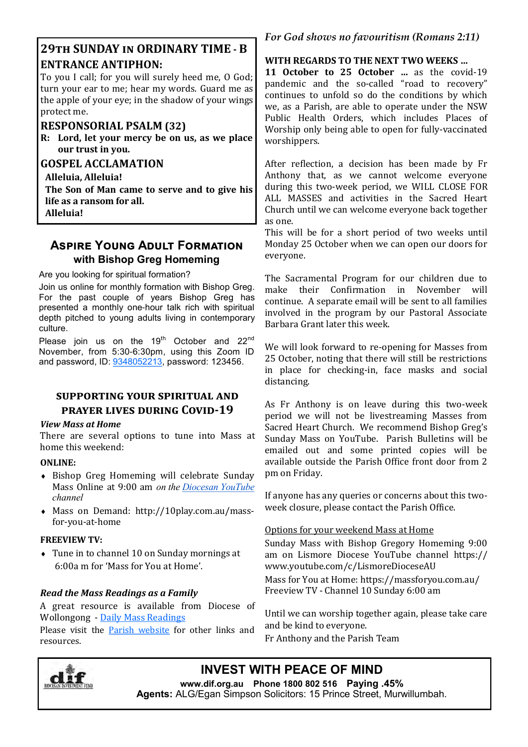## 29TH SUNDAY IN ORDINARY TIME - B

### ENTRANCE ANTIPHON:

To you I call; for you will surely heed me, O God; turn your ear to me; hear my words. Guard me as the apple of your eye; in the shadow of your wings protect me.

### RESPONSORIAL PSALM (32)

**R: Lord, let your mercy be on us, as we place our trust in you.**

### GOSPEL ACCLAMATION

**Alleluia, Alleluia!**
**The Son of Man came to serve and to give his life as a ransom for all.**
**Alleluia!**

## Aspire Young Adult Formation
### with Bishop Greg Homeming

Are you looking for spiritual formation?

Join us online for monthly formation with Bishop Greg. For the past couple of years Bishop Greg has presented a monthly one-hour talk rich with spiritual depth pitched to young adults living in contemporary culture.

Please join us on the 19th October and 22nd November, from 5:30-6:30pm, using this Zoom ID and password, ID: 9348052213, password: 123456.

## SUPPORTING YOUR SPIRITUAL AND PRAYER LIVES DURING COVID-19

***View Mass at Home***

There are several options to tune into Mass at home this weekend:

**ONLINE:**

- Bishop Greg Homeming will celebrate Sunday Mass Online at 9:00 am *on the Diocesan YouTube channel*
- Mass on Demand: http://10play.com.au/mass-for-you-at-home

**FREEVIEW TV:**

- Tune in to channel 10 on Sunday mornings at 6:00a m for 'Mass for You at Home'.

***Read the Mass Readings as a Family***

A great resource is available from Diocese of Wollongong - Daily Mass Readings

Please visit the Parish website for other links and resources.

*For God shows no favouritism (Romans 2:11)*

**WITH REGARDS TO THE NEXT TWO WEEKS ...**

**11 October to 25 October ...** as the covid-19 pandemic and the so-called "road to recovery" continues to unfold so do the conditions by which we, as a Parish, are able to operate under the NSW Public Health Orders, which includes Places of Worship only being able to open for fully-vaccinated worshippers.

After reflection, a decision has been made by Fr Anthony that, as we cannot welcome everyone during this two-week period, we WILL CLOSE FOR ALL MASSES and activities in the Sacred Heart Church until we can welcome everyone back together as one.

This will be for a short period of two weeks until Monday 25 October when we can open our doors for everyone.

The Sacramental Program for our children due to make their Confirmation in November will continue. A separate email will be sent to all families involved in the program by our Pastoral Associate Barbara Grant later this week.

We will look forward to re-opening for Masses from 25 October, noting that there will still be restrictions in place for checking-in, face masks and social distancing.

As Fr Anthony is on leave during this two-week period we will not be livestreaming Masses from Sacred Heart Church. We recommend Bishop Greg's Sunday Mass on YouTube. Parish Bulletins will be emailed out and some printed copies will be available outside the Parish Office front door from 2 pm on Friday.

If anyone has any queries or concerns about this two-week closure, please contact the Parish Office.

Options for your weekend Mass at Home

Sunday Mass with Bishop Gregory Homeming 9:00 am on Lismore Diocese YouTube channel https://www.youtube.com/c/LismoreDioceseAU

Mass for You at Home: https://massforyou.com.au/
Freeview TV - Channel 10 Sunday 6:00 am

Until we can worship together again, please take care and be kind to everyone.
Fr Anthony and the Parish Team

## INVEST WITH PEACE OF MIND

**www.dif.org.au Phone 1800 802 516 Paying .45%**
**Agents:** ALG/Egan Simpson Solicitors: 15 Prince Street, Murwillumbah.